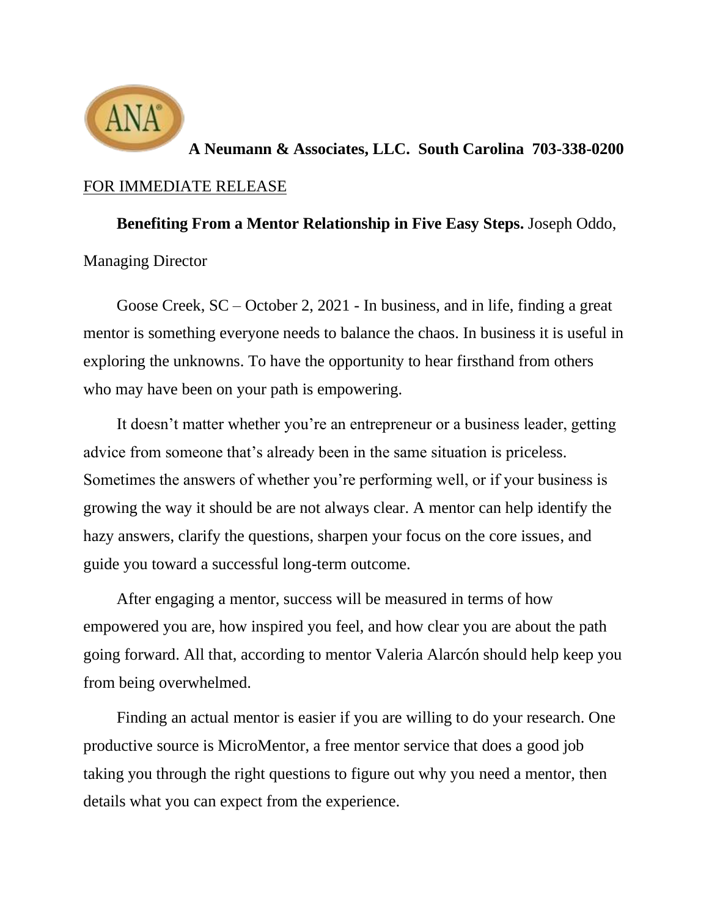**A Neumann & Associates, LLC. South Carolina 703-338-0200**

FOR IMMEDIATE RELEASE

**Benefiting From a Mentor Relationship in Five Easy Steps.** Joseph Oddo, Managing Director

Goose Creek, SC – October 2, 2021 - In business, and in life, finding a great mentor is something everyone needs to balance the chaos. In business it is useful in exploring the unknowns. To have the opportunity to hear firsthand from others who may have been on your path is empowering.

It doesn't matter whether you're an entrepreneur or a business leader, getting advice from someone that's already been in the same situation is priceless. Sometimes the answers of whether you're performing well, or if your business is growing the way it should be are not always clear. A mentor can help identify the hazy answers, clarify the questions, sharpen your focus on the core issues, and guide you toward a successful long-term outcome.

After engaging a mentor, success will be measured in terms of how empowered you are, how inspired you feel, and how clear you are about the path going forward. All that, according to mentor Valeria Alarcón should help keep you from being overwhelmed.

Finding an actual mentor is easier if you are willing to do your research. One productive source is MicroMentor, a free mentor service that does a good job taking you through the right questions to figure out why you need a mentor, then details what you can expect from the experience.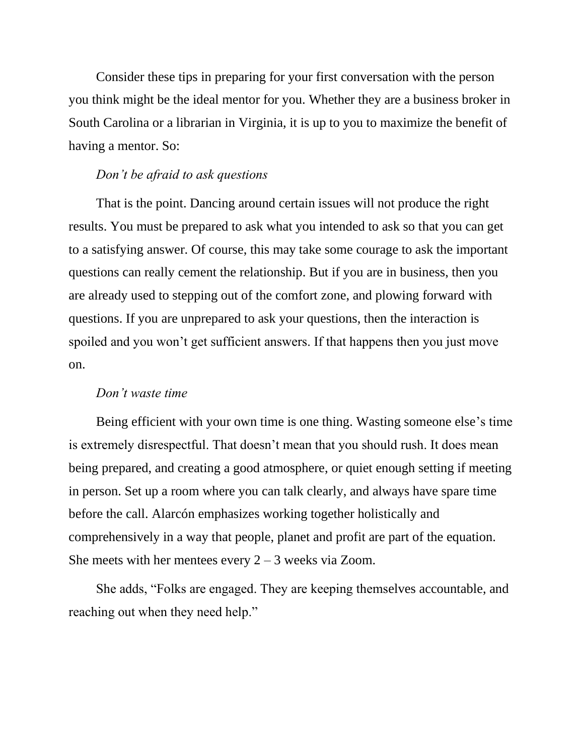Consider these tips in preparing for your first conversation with the person you think might be the ideal mentor for you. Whether they are a business broker in South Carolina or a librarian in Virginia, it is up to you to maximize the benefit of having a mentor. So:

*Don't be afraid to ask questions*

That is the point. Dancing around certain issues will not produce the right results. You must be prepared to ask what you intended to ask so that you can get to a satisfying answer. Of course, this may take some courage to ask the important questions can really cement the relationship. But if you are in business, then you are already used to stepping out of the comfort zone, and plowing forward with questions. If you are unprepared to ask your questions, then the interaction is spoiled and you won't get sufficient answers. If that happens then you just move on.

*Don't waste time*

Being efficient with your own time is one thing. Wasting someone else's time is extremely disrespectful. That doesn't mean that you should rush. It does mean being prepared, and creating a good atmosphere, or quiet enough setting if meeting in person. Set up a room where you can talk clearly, and always have spare time before the call. Alarcón emphasizes working together holistically and comprehensively in a way that people, planet and profit are part of the equation. She meets with her mentees every 2 – 3 weeks via Zoom.

She adds, "Folks are engaged. They are keeping themselves accountable, and reaching out when they need help."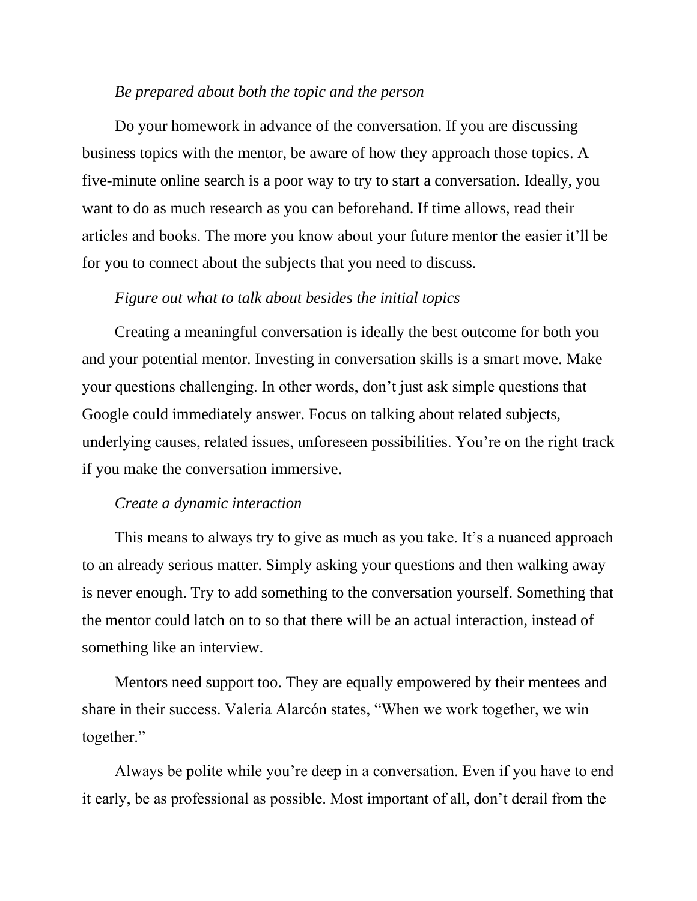*Be prepared about both the topic and the person*

Do your homework in advance of the conversation. If you are discussing business topics with the mentor, be aware of how they approach those topics. A five-minute online search is a poor way to try to start a conversation. Ideally, you want to do as much research as you can beforehand. If time allows, read their articles and books. The more you know about your future mentor the easier it'll be for you to connect about the subjects that you need to discuss.

*Figure out what to talk about besides the initial topics*

Creating a meaningful conversation is ideally the best outcome for both you and your potential mentor. Investing in conversation skills is a smart move. Make your questions challenging. In other words, don't just ask simple questions that Google could immediately answer. Focus on talking about related subjects, underlying causes, related issues, unforeseen possibilities. You're on the right track if you make the conversation immersive.

*Create a dynamic interaction*

This means to always try to give as much as you take. It's a nuanced approach to an already serious matter. Simply asking your questions and then walking away is never enough. Try to add something to the conversation yourself. Something that the mentor could latch on to so that there will be an actual interaction, instead of something like an interview.

Mentors need support too. They are equally empowered by their mentees and share in their success. Valeria Alarcón states, "When we work together, we win together."

Always be polite while you're deep in a conversation. Even if you have to end it early, be as professional as possible. Most important of all, don't derail from the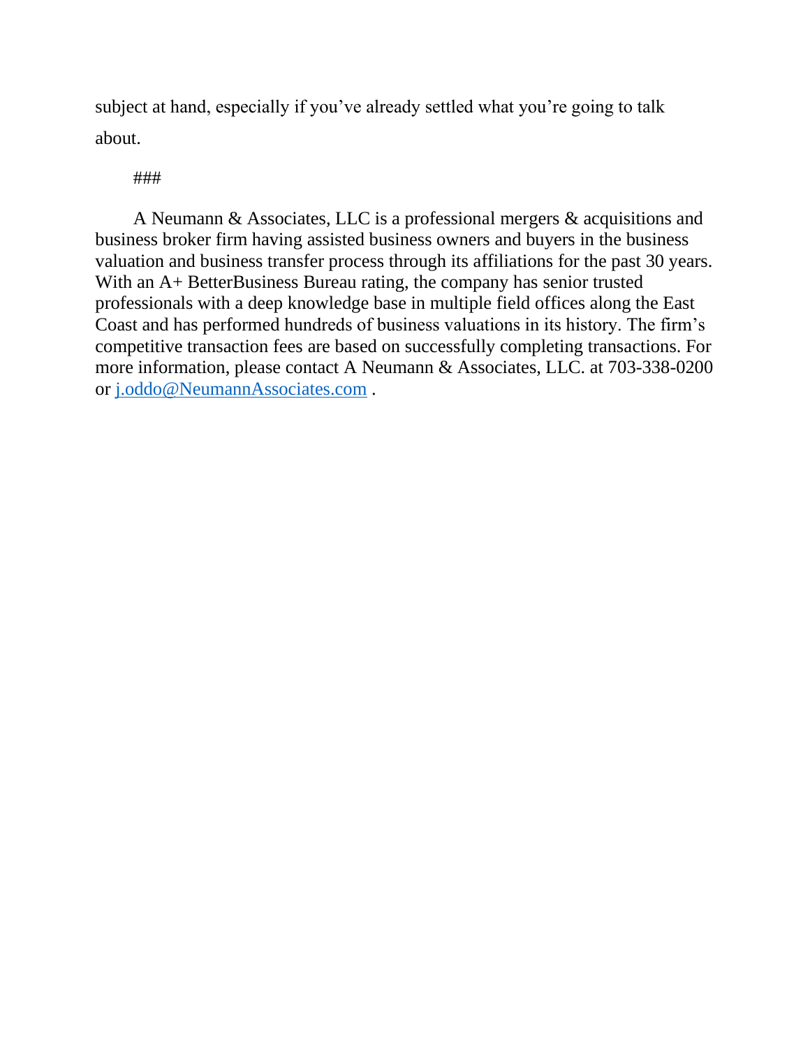subject at hand, especially if you've already settled what you're going to talk about.

###

A Neumann & Associates, LLC is a professional mergers & acquisitions and business broker firm having assisted business owners and buyers in the business valuation and business transfer process through its affiliations for the past 30 years. With an A+ BetterBusiness Bureau rating, the company has senior trusted professionals with a deep knowledge base in multiple field offices along the East Coast and has performed hundreds of business valuations in its history. The firm's competitive transaction fees are based on successfully completing transactions. For more information, please contact A Neumann & Associates, LLC. at 703-338-0200 or j.oddo@NeumannAssociates.com .